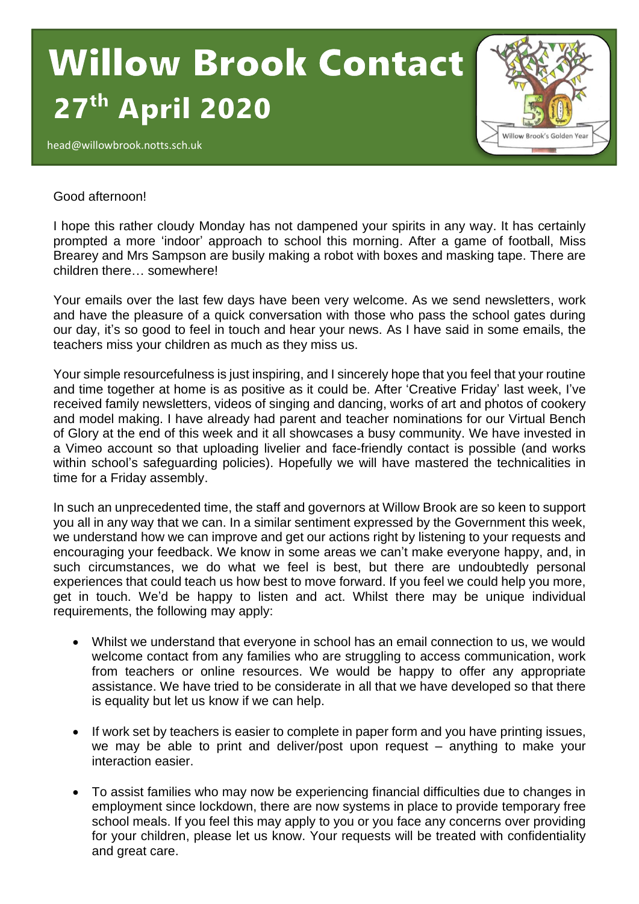# Willow Brook Contact

## 27th April 2020

head@willowbrook.notts.sch.uk

Willow Brook's Golden Year

Good afternoon!

I hope this rather cloudy Monday has not dampened your spirits in any way. It has certainly prompted a more 'indoor' approach to school this morning. After a game of football, Miss Brearey and Mrs Sampson are busily making a robot with boxes and masking tape. There are children there… somewhere!

Your emails over the last few days have been very welcome. As we send newsletters, work and have the pleasure of a quick conversation with those who pass the school gates during our day, it's so good to feel in touch and hear your news. As I have said in some emails, the teachers miss your children as much as they miss us.

Your simple resourcefulness is just inspiring, and I sincerely hope that you feel that your routine and time together at home is as positive as it could be. After 'Creative Friday' last week, I've received family newsletters, videos of singing and dancing, works of art and photos of cookery and model making. I have already had parent and teacher nominations for our Virtual Bench of Glory at the end of this week and it all showcases a busy community. We have invested in a Vimeo account so that uploading livelier and face-friendly contact is possible (and works within school's safeguarding policies). Hopefully we will have mastered the technicalities in time for a Friday assembly.

In such an unprecedented time, the staff and governors at Willow Brook are so keen to support you all in any way that we can. In a similar sentiment expressed by the Government this week, we understand how we can improve and get our actions right by listening to your requests and encouraging your feedback. We know in some areas we can't make everyone happy, and, in such circumstances, we do what we feel is best, but there are undoubtedly personal experiences that could teach us how best to move forward. If you feel we could help you more, get in touch. We'd be happy to listen and act. Whilst there may be unique individual requirements, the following may apply:

- Whilst we understand that everyone in school has an email connection to us, we would welcome contact from any families who are struggling to access communication, work from teachers or online resources. We would be happy to offer any appropriate assistance. We have tried to be considerate in all that we have developed so that there is equality but let us know if we can help.

- If work set by teachers is easier to complete in paper form and you have printing issues, we may be able to print and deliver/post upon request – anything to make your interaction easier.

- To assist families who may now be experiencing financial difficulties due to changes in employment since lockdown, there are now systems in place to provide temporary free school meals. If you feel this may apply to you or you face any concerns over providing for your children, please let us know. Your requests will be treated with confidentiality and great care.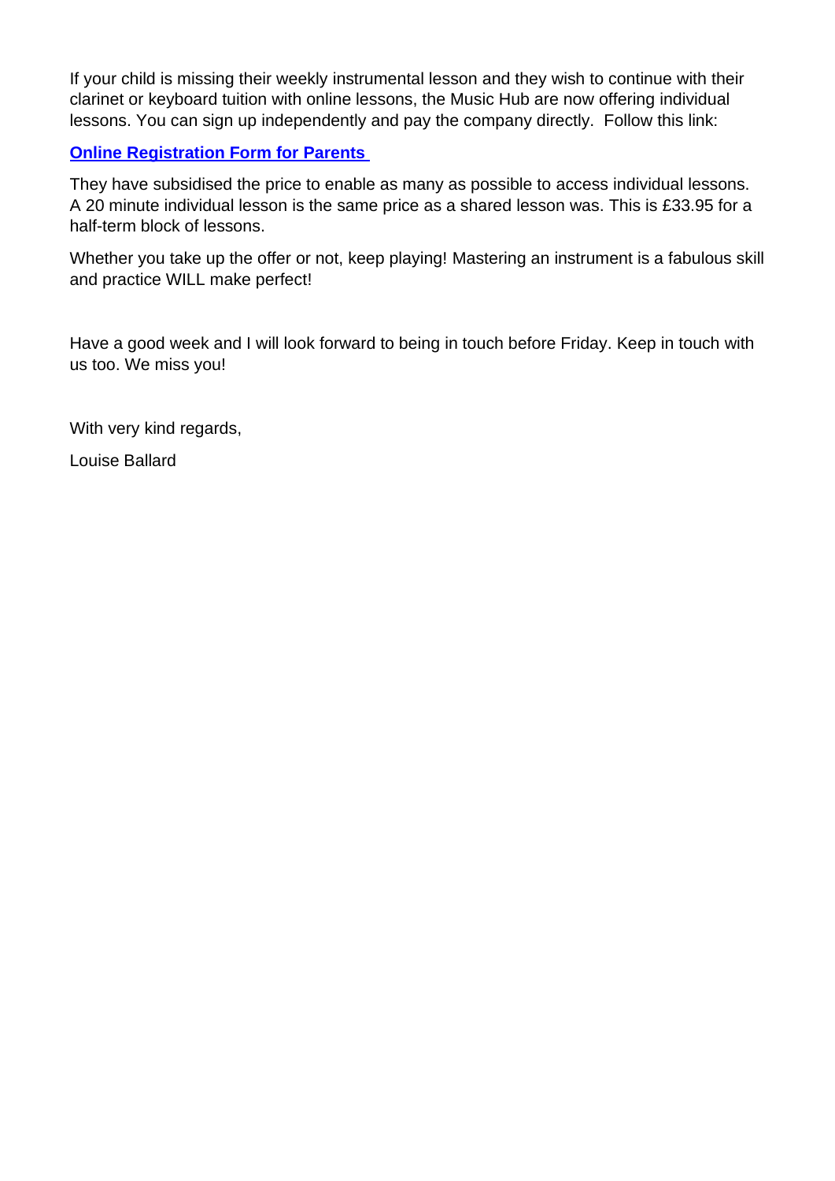If your child is missing their weekly instrumental lesson and they wish to continue with their clarinet or keyboard tuition with online lessons, the Music Hub are now offering individual lessons. You can sign up independently and pay the company directly. Follow this link:

**Online Registration Form for Parents**

They have subsidised the price to enable as many as possible to access individual lessons. A 20 minute individual lesson is the same price as a shared lesson was. This is £33.95 for a half-term block of lessons.

Whether you take up the offer or not, keep playing! Mastering an instrument is a fabulous skill and practice WILL make perfect!

Have a good week and I will look forward to being in touch before Friday. Keep in touch with us too. We miss you!

With very kind regards,

Louise Ballard